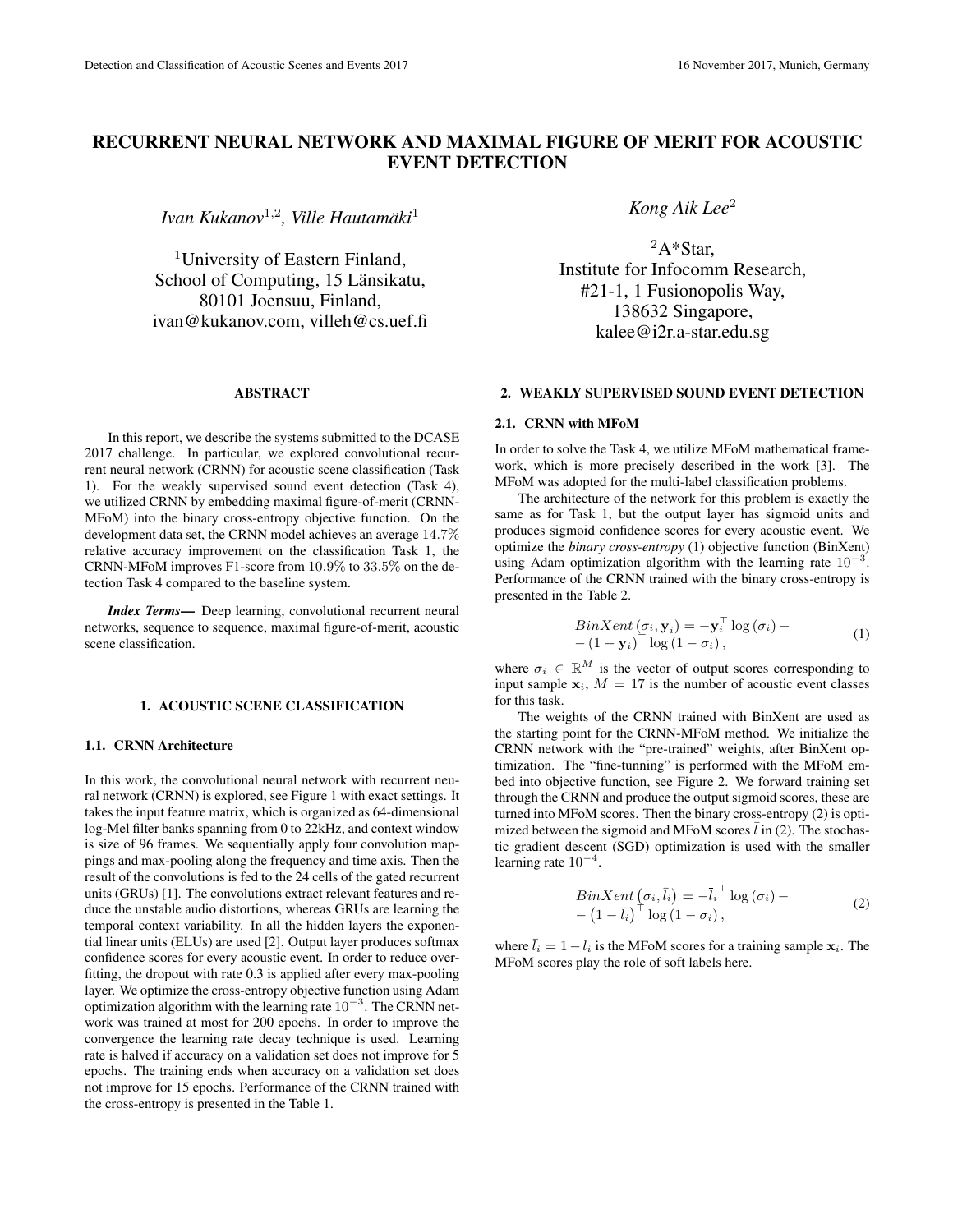# RECURRENT NEURAL NETWORK AND MAXIMAL FIGURE OF MERIT FOR ACOUSTIC EVENT DETECTION

*Ivan Kukanov*[1,2], *Ville Hautamäki*[1]

[1]University of Eastern Finland,
School of Computing, 15 Länsikatu,
80101 Joensuu, Finland,
ivan@kukanov.com, villeh@cs.uef.fi

*Kong Aik Lee*[2]

[2]A*Star,
Institute for Infocomm Research,
#21-1, 1 Fusionopolis Way,
138632 Singapore,
kalee@i2r.a-star.edu.sg

## ABSTRACT

In this report, we describe the systems submitted to the DCASE 2017 challenge. In particular, we explored convolutional recurrent neural network (CRNN) for acoustic scene classification (Task 1). For the weakly supervised sound event detection (Task 4), we utilized CRNN by embedding maximal figure-of-merit (CRNN-MFoM) into the binary cross-entropy objective function. On the development data set, the CRNN model achieves an average $14.7\%$ relative accuracy improvement on the classification Task 1, the CRNN-MFoM improves F1-score from $10.9\%$ to $33.5\%$ on the detection Task 4 compared to the baseline system.

***Index Terms***— Deep learning, convolutional recurrent neural networks, sequence to sequence, maximal figure-of-merit, acoustic scene classification.

## 1. ACOUSTIC SCENE CLASSIFICATION

### 1.1. CRNN Architecture

In this work, the convolutional neural network with recurrent neural network (CRNN) is explored, see Figure 1 with exact settings. It takes the input feature matrix, which is organized as 64-dimensional log-Mel filter banks spanning from 0 to 22kHz, and context window is size of 96 frames. We sequentially apply four convolution mappings and max-pooling along the frequency and time axis. Then the result of the convolutions is fed to the 24 cells of the gated recurrent units (GRUs) [1]. The convolutions extract relevant features and reduce the unstable audio distortions, whereas GRUs are learning the temporal context variability. In all the hidden layers the exponential linear units (ELUs) are used [2]. Output layer produces softmax confidence scores for every acoustic event. In order to reduce overfitting, the dropout with rate 0.3 is applied after every max-pooling layer. We optimize the cross-entropy objective function using Adam optimization algorithm with the learning rate $10^{-3}$. The CRNN network was trained at most for 200 epochs. In order to improve the convergence the learning rate decay technique is used. Learning rate is halved if accuracy on a validation set does not improve for 5 epochs. The training ends when accuracy on a validation set does not improve for 15 epochs. Performance of the CRNN trained with the cross-entropy is presented in the Table 1.

## 2. WEAKLY SUPERVISED SOUND EVENT DETECTION

### 2.1. CRNN with MFoM

In order to solve the Task 4, we utilize MFoM mathematical framework, which is more precisely described in the work [3]. The MFoM was adopted for the multi-label classification problems.

The architecture of the network for this problem is exactly the same as for Task 1, but the output layer has sigmoid units and produces sigmoid confidence scores for every acoustic event. We optimize the *binary cross-entropy* (1) objective function (BinXent) using Adam optimization algorithm with the learning rate $10^{-3}$. Performance of the CRNN trained with the binary cross-entropy is presented in the Table 2.

$$
\begin{aligned}
&BinXent\left(\sigma_i, \mathbf{y}_i\right) = -\mathbf{y}_i^{\top} \log\left(\sigma_i\right) - \\
&- \left(1 - \mathbf{y}_i\right)^{\top} \log\left(1 - \sigma_i\right),
\end{aligned}
\tag{1}
$$

where $\sigma_i \in \mathbb{R}^M$ is the vector of output scores corresponding to input sample $\mathbf{x}_i$, $M = 17$ is the number of acoustic event classes for this task.

The weights of the CRNN trained with BinXent are used as the starting point for the CRNN-MFoM method. We initialize the CRNN network with the "pre-trained" weights, after BinXent optimization. The "fine-tunning" is performed with the MFoM embed into objective function, see Figure 2. We forward training set through the CRNN and produce the output sigmoid scores, these are turned into MFoM scores. Then the binary cross-entropy (2) is optimized between the sigmoid and MFoM scores $\bar{l}$ in (2). The stochastic gradient descent (SGD) optimization is used with the smaller learning rate $10^{-4}$.

$$
\begin{aligned}
&BinXent\left(\sigma_i, \bar{l}_i\right) = -\bar{l}_i^{\top} \log\left(\sigma_i\right) - \\
&- \left(1 - \bar{l}_i\right)^{\top} \log\left(1 - \sigma_i\right),
\end{aligned}
\tag{2}
$$

where $\bar{l}_i = 1 - l_i$ is the MFoM scores for a training sample $\mathbf{x}_i$. The MFoM scores play the role of soft labels here.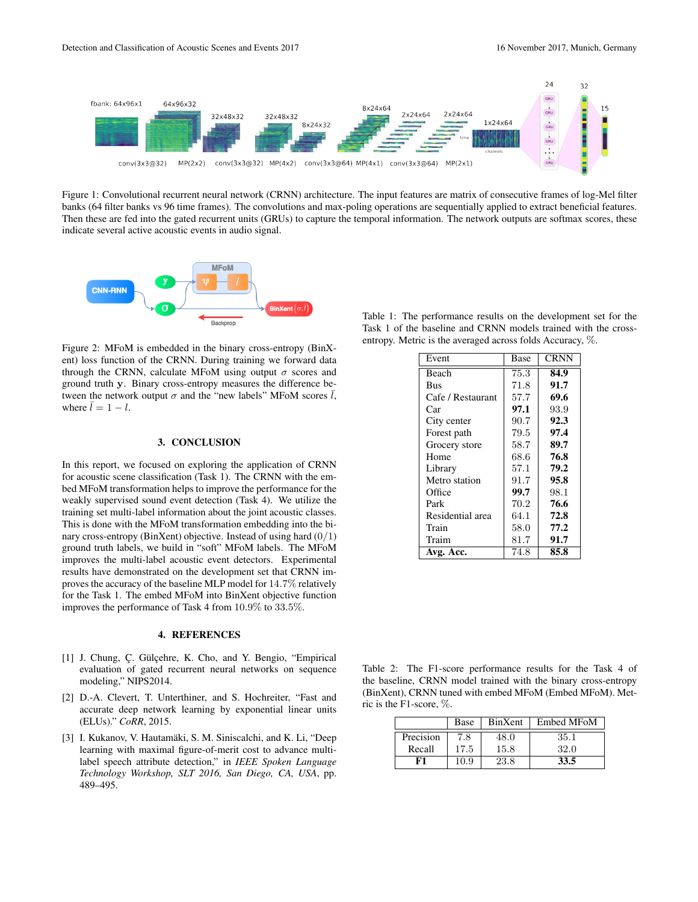fbank: 64x96x1
64x96x32
32x48x32
32x48x32
8x24x32
8x24x64
2x24x64
2x24x64
1x24x64
24
32
15
conv(3x3@32) MP(2x2) conv(3x3@32) MP(4x2) conv(3x3@64) MP(4x1) conv(3x3@64) MP(2x1)

Figure 1: Convolutional recurrent neural network (CRNN) architecture. The input features are matrix of consecutive frames of log-Mel filter banks (64 filter banks vs 96 time frames). The convolutions and max-poling operations are sequentially applied to extract beneficial features. Then these are fed into the gated recurrent units (GRUs) to capture the temporal information. The network outputs are softmax scores, these indicate several active acoustic events in audio signal.

CNN-RNN
MFoM
Backprop

Figure 2: MFoM is embedded in the binary cross-entropy (BinXent) loss function of the CRNN. During training we forward data through the CRNN, calculate MFoM using output $\sigma$ scores and ground truth $\mathbf{y}$. Binary cross-entropy measures the difference between the network output $\sigma$ and the "new labels" MFoM scores $\bar{l}$, where $\bar{l} = 1 - l$.

## 3. CONCLUSION

In this report, we focused on exploring the application of CRNN for acoustic scene classification (Task 1). The CRNN with the embed MFoM transformation helps to improve the performance for the weakly supervised sound event detection (Task 4). We utilize the training set multi-label information about the joint acoustic classes. This is done with the MFoM transformation embedding into the binary cross-entropy (BinXent) objective. Instead of using hard $(0/1)$ ground truth labels, we build in "soft" MFoM labels. The MFoM improves the multi-label acoustic event detectors. Experimental results have demonstrated on the development set that CRNN improves the accuracy of the baseline MLP model for $14.7\%$ relatively for the Task 1. The embed MFoM into BinXent objective function improves the performance of Task 4 from $10.9\%$ to $33.5\%$.

## 4. REFERENCES

[1] J. Chung, Ç. Gülçehre, K. Cho, and Y. Bengio, "Empirical evaluation of gated recurrent neural networks on sequence modeling," NIPS2014.

[2] D.-A. Clevert, T. Unterthiner, and S. Hochreiter, "Fast and accurate deep network learning by exponential linear units (ELUs)." *CoRR*, 2015.

[3] I. Kukanov, V. Hautamäki, S. M. Siniscalchi, and K. Li, "Deep learning with maximal figure-of-merit cost to advance multi-label speech attribute detection," in *IEEE Spoken Language Technology Workshop, SLT 2016, San Diego, CA, USA*, pp. 489–495.

Table 1: The performance results on the development set for the Task 1 of the baseline and CRNN models trained with the cross-entropy. Metric is the averaged across folds Accuracy, $\%$.

| Event | Base | CRNN |
|---|---|---|
| Beach | 75.3 | **84.9** |
| Bus | 71.8 | **91.7** |
| Cafe / Restaurant | 57.7 | **69.6** |
| Car | **97.1** | 93.9 |
| City center | 90.7 | **92.3** |
| Forest path | 79.5 | **97.4** |
| Grocery store | 58.7 | **89.7** |
| Home | 68.6 | **76.8** |
| Library | 57.1 | **79.2** |
| Metro station | 91.7 | **95.8** |
| Office | **99.7** | 98.1 |
| Park | 70.2 | **76.6** |
| Residential area | 64.1 | **72.8** |
| Train | 58.0 | **77.2** |
| Traim | 81.7 | **91.7** |
| **Avg. Acc.** | 74.8 | **85.8** |

Table 2: The F1-score performance results for the Task 4 of the baseline, CRNN model trained with the binary cross-entropy (BinXent), CRNN tuned with embed MFoM (Embed MFoM). Metric is the F1-score, $\%$.

| | Base | BinXent | Embed MFoM |
|---|---|---|---|
| Precision | 7.8 | 48.0 | 35.1 |
| Recall | 17.5 | 15.8 | 32.0 |
| **F1** | 10.9 | 23.8 | **33.5** |